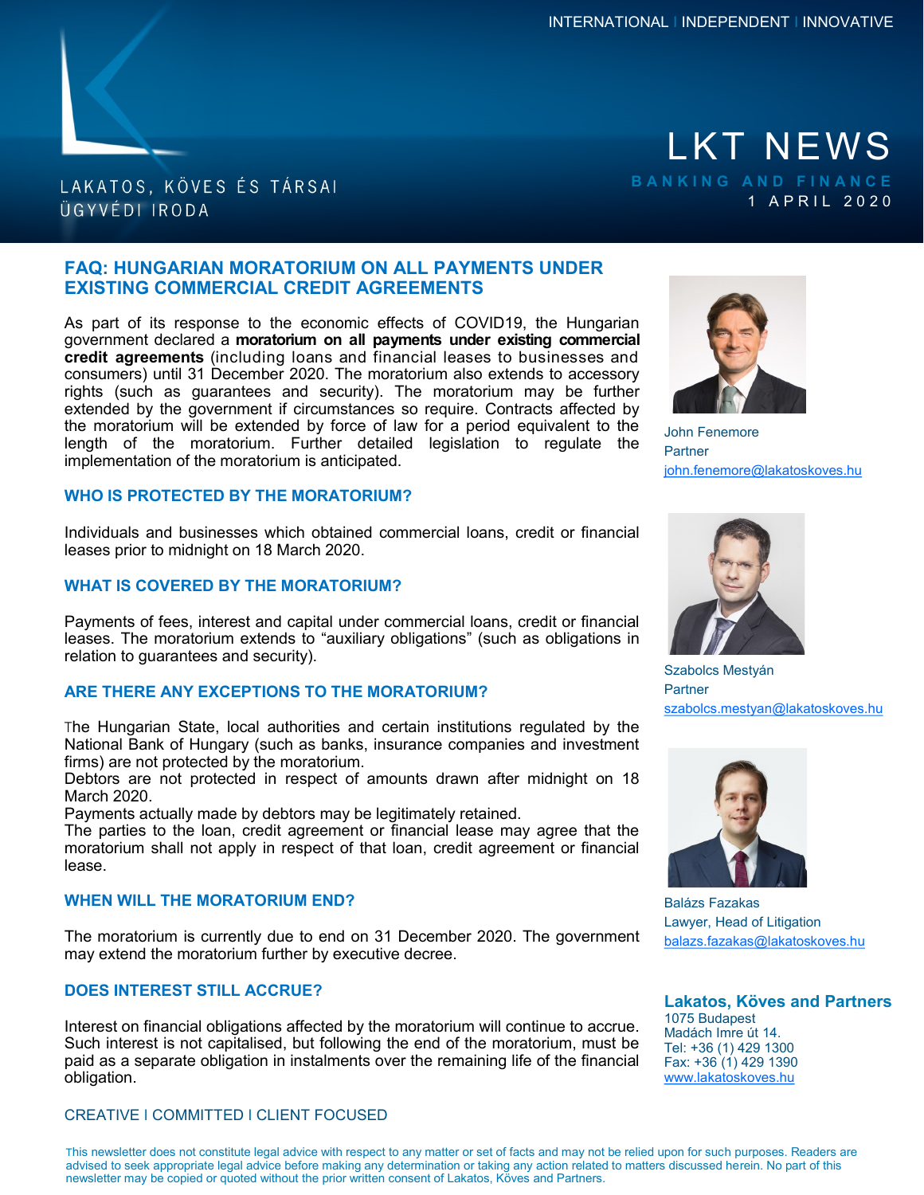INTERNATIONAL | INDEPENDENT | INNOVATIVE

LAKATOS, KÖVES ÉS TÁRSAI ÜGYVÉDI IRODA

# LKT NEWS

BANKING AND FINANCE

1 APRIL 2020

## FAQ: HUNGARIAN MORATORIUM ON ALL PAYMENTS UNDER EXISTING COMMERCIAL CREDIT AGREEMENTS

As part of its response to the economic effects of COVID19, the Hungarian government declared a **moratorium on all payments under existing commercial credit agreements** (including loans and financial leases to businesses and consumers) until 31 December 2020. The moratorium also extends to accessory rights (such as guarantees and security). The moratorium may be further extended by the government if circumstances so require. Contracts affected by the moratorium will be extended by force of law for a period equivalent to the length of the moratorium. Further detailed legislation to regulate the implementation of the moratorium is anticipated.

### WHO IS PROTECTED BY THE MORATORIUM?

Individuals and businesses which obtained commercial loans, credit or financial leases prior to midnight on 18 March 2020.

### WHAT IS COVERED BY THE MORATORIUM?

Payments of fees, interest and capital under commercial loans, credit or financial leases. The moratorium extends to "auxiliary obligations" (such as obligations in relation to guarantees and security).

### ARE THERE ANY EXCEPTIONS TO THE MORATORIUM?

The Hungarian State, local authorities and certain institutions regulated by the National Bank of Hungary (such as banks, insurance companies and investment firms) are not protected by the moratorium.

Debtors are not protected in respect of amounts drawn after midnight on 18 March 2020.

Payments actually made by debtors may be legitimately retained.

The parties to the loan, credit agreement or financial lease may agree that the moratorium shall not apply in respect of that loan, credit agreement or financial lease.

### WHEN WILL THE MORATORIUM END?

The moratorium is currently due to end on 31 December 2020. The government may extend the moratorium further by executive decree.

### DOES INTEREST STILL ACCRUE?

Interest on financial obligations affected by the moratorium will continue to accrue. Such interest is not capitalised, but following the end of the moratorium, must be paid as a separate obligation in instalments over the remaining life of the financial obligation.

CREATIVE | COMMITTED | CLIENT FOCUSED

John Fenemore
Partner
john.fenemore@lakatoskoves.hu

Szabolcs Mestyán
Partner
szabolcs.mestyan@lakatoskoves.hu

Balázs Fazakas
Lawyer, Head of Litigation
balazs.fazakas@lakatoskoves.hu

**Lakatos, Köves and Partners**
1075 Budapest
Madách Imre út 14.
Tel: +36 (1) 429 1300
Fax: +36 (1) 429 1390
www.lakatoskoves.hu

This newsletter does not constitute legal advice with respect to any matter or set of facts and may not be relied upon for such purposes. Readers are advised to seek appropriate legal advice before making any determination or taking any action related to matters discussed herein. No part of this newsletter may be copied or quoted without the prior written consent of Lakatos, Köves and Partners.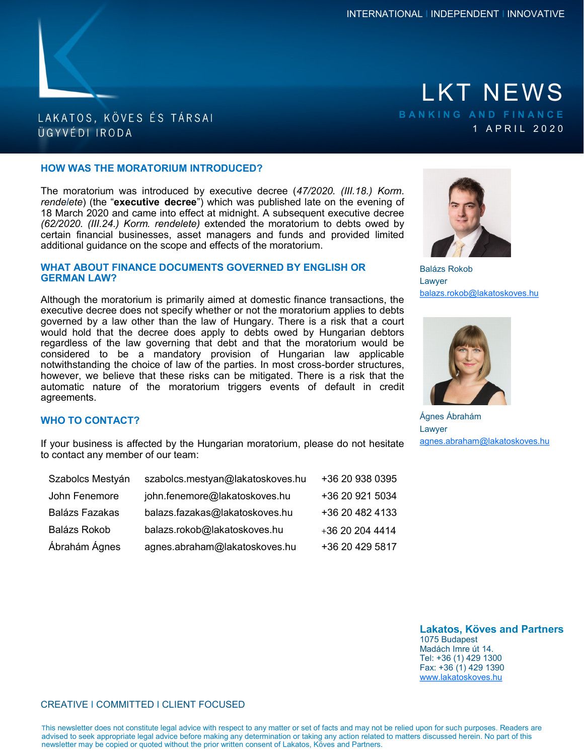## HOW WAS THE MORATORIUM INTRODUCED?

The moratorium was introduced by executive decree (*47/2020. (III.18.) Korm. rendelete*) (the "**executive decree**") which was published late on the evening of 18 March 2020 and came into effect at midnight. A subsequent executive decree *(62/2020. (III.24.) Korm. rendelete)* extended the moratorium to debts owed by certain financial businesses, asset managers and funds and provided limited additional guidance on the scope and effects of the moratorium.

## WHAT ABOUT FINANCE DOCUMENTS GOVERNED BY ENGLISH OR GERMAN LAW?

Although the moratorium is primarily aimed at domestic finance transactions, the executive decree does not specify whether or not the moratorium applies to debts governed by a law other than the law of Hungary. There is a risk that a court would hold that the decree does apply to debts owed by Hungarian debtors regardless of the law governing that debt and that the moratorium would be considered to be a mandatory provision of Hungarian law applicable notwithstanding the choice of law of the parties. In most cross-border structures, however, we believe that these risks can be mitigated. There is a risk that the automatic nature of the moratorium triggers events of default in credit agreements.

## WHO TO CONTACT?

If your business is affected by the Hungarian moratorium, please do not hesitate to contact any member of our team:

| | | |
|---|---|---|
| Szabolcs Mestyán | szabolcs.mestyan@lakatoskoves.hu | +36 20 938 0395 |
| John Fenemore | john.fenemore@lakatoskoves.hu | +36 20 921 5034 |
| Balázs Fazakas | balazs.fazakas@lakatoskoves.hu | +36 20 482 4133 |
| Balázs Rokob | balazs.rokob@lakatoskoves.hu | +36 20 204 4414 |
| Ábrahám Ágnes | agnes.abraham@lakatoskoves.hu | +36 20 429 5817 |

Balázs Rokob
Lawyer
balazs.rokob@lakatoskoves.hu

Ágnes Ábrahám
Lawyer
agnes.abraham@lakatoskoves.hu

**Lakatos, Köves and Partners**
1075 Budapest
Madách Imre út 14.
Tel: +36 (1) 429 1300
Fax: +36 (1) 429 1390
www.lakatoskoves.hu

CREATIVE I COMMITTED I CLIENT FOCUSED

This newsletter does not constitute legal advice with respect to any matter or set of facts and may not be relied upon for such purposes. Readers are advised to seek appropriate legal advice before making any determination or taking any action related to matters discussed herein. No part of this newsletter may be copied or quoted without the prior written consent of Lakatos, Köves and Partners.